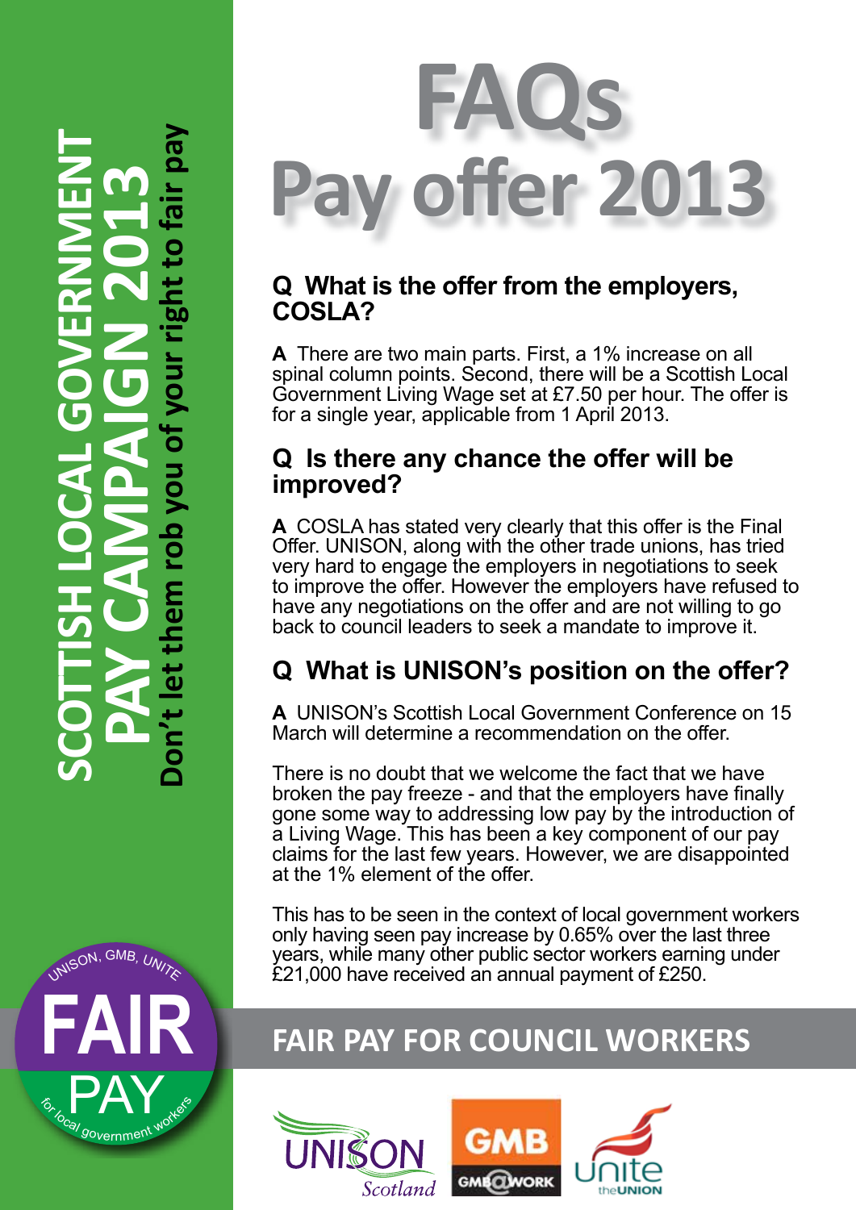SCOTTISH LOCAL GOVERNMENT
PAY CAMPAIGN 2013
Don't let them rob you of your right to fair pay

# FAQs
# Pay offer 2013

### Q What is the offer from the employers, COSLA?

**A** There are two main parts. First, a 1% increase on all spinal column points. Second, there will be a Scottish Local Government Living Wage set at £7.50 per hour. The offer is for a single year, applicable from 1 April 2013.

### Q Is there any chance the offer will be improved?

**A** COSLA has stated very clearly that this offer is the Final Offer. UNISON, along with the other trade unions, has tried very hard to engage the employers in negotiations to seek to improve the offer. However the employers have refused to have any negotiations on the offer and are not willing to go back to council leaders to seek a mandate to improve it.

### Q What is UNISON's position on the offer?

**A** UNISON's Scottish Local Government Conference on 15 March will determine a recommendation on the offer.

There is no doubt that we welcome the fact that we have broken the pay freeze - and that the employers have finally gone some way to addressing low pay by the introduction of a Living Wage. This has been a key component of our pay claims for the last few years. However, we are disappointed at the 1% element of the offer.

This has to be seen in the context of local government workers only having seen pay increase by 0.65% over the last three years, while many other public sector workers earning under £21,000 have received an annual payment of £250.

UNISON, GMB, UNITE
FAIR PAY
for local government workers

## FAIR PAY FOR COUNCIL WORKERS

UNISON Scotland · GMB @ WORK · Unite the UNION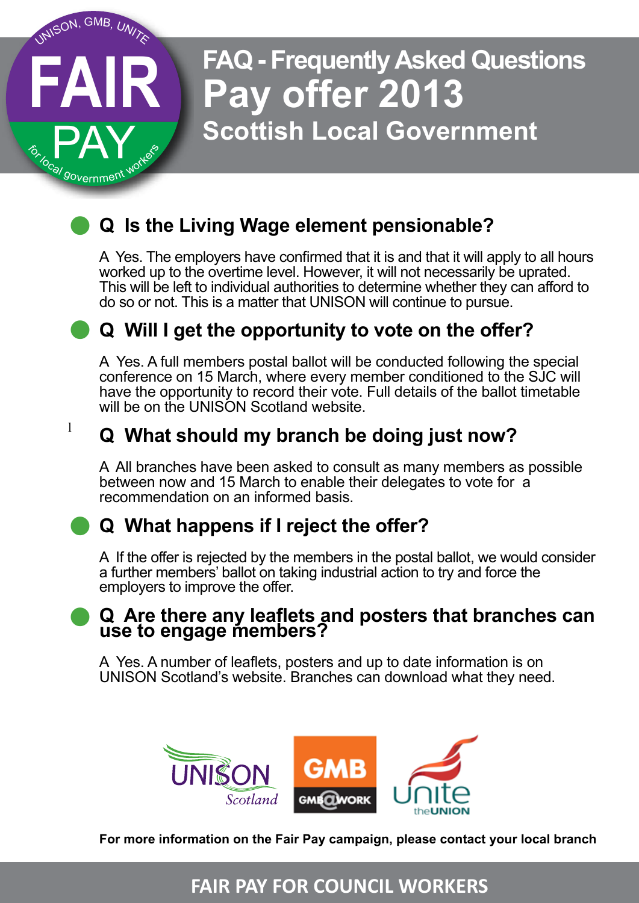UNISON, GMB, UNITE

FAIR PAY

for local government workers

# FAQ - Frequently Asked Questions
# Pay offer 2013
## Scottish Local Government

### Q Is the Living Wage element pensionable?

A Yes. The employers have confirmed that it is and that it will apply to all hours worked up to the overtime level. However, it will not necessarily be uprated. This will be left to individual authorities to determine whether they can afford to do so or not. This is a matter that UNISON will continue to pursue.

### Q Will I get the opportunity to vote on the offer?

A Yes. A full members postal ballot will be conducted following the special conference on 15 March, where every member conditioned to the SJC will have the opportunity to record their vote. Full details of the ballot timetable will be on the UNISON Scotland website.

### Q What should my branch be doing just now?

A All branches have been asked to consult as many members as possible between now and 15 March to enable their delegates to vote for a recommendation on an informed basis.

### Q What happens if I reject the offer?

A If the offer is rejected by the members in the postal ballot, we would consider a further members' ballot on taking industrial action to try and force the employers to improve the offer.

### Q Are there any leaflets and posters that branches can use to engage members?

A Yes. A number of leaflets, posters and up to date information is on UNISON Scotland's website. Branches can download what they need.

UNISON Scotland | GMB @WORK | unite the UNION

**For more information on the Fair Pay campaign, please contact your local branch**

**FAIR PAY FOR COUNCIL WORKERS**